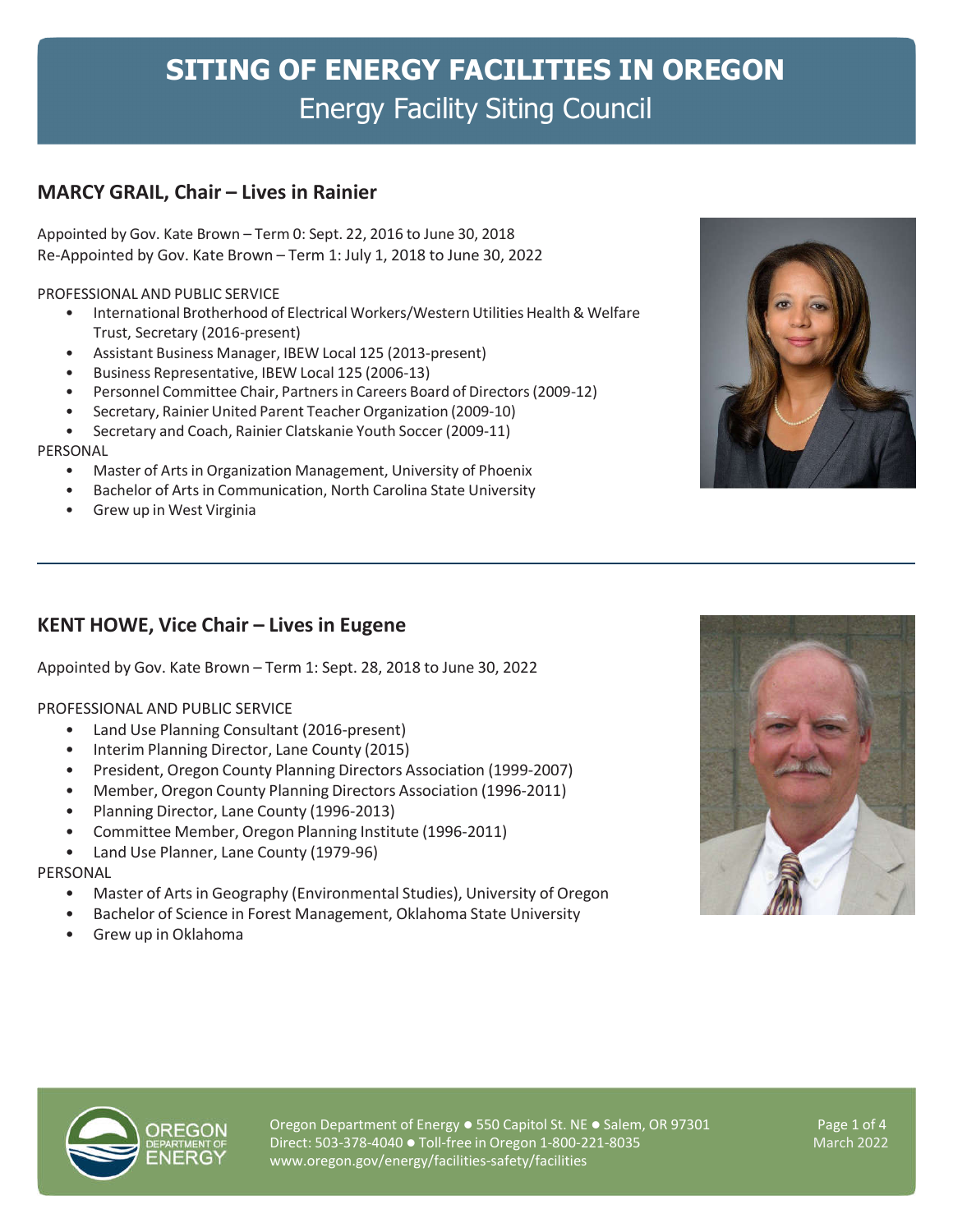# SITING OF ENERGY FACILITIES IN OREGON
## Energy Facility Siting Council

### MARCY GRAIL, Chair – Lives in Rainier

Appointed by Gov. Kate Brown – Term 0: Sept. 22, 2016 to June 30, 2018
Re-Appointed by Gov. Kate Brown – Term 1: July 1, 2018 to June 30, 2022

PROFESSIONAL AND PUBLIC SERVICE

- International Brotherhood of Electrical Workers/Western Utilities Health & Welfare Trust, Secretary (2016-present)
- Assistant Business Manager, IBEW Local 125 (2013-present)
- Business Representative, IBEW Local 125 (2006-13)
- Personnel Committee Chair, Partners in Careers Board of Directors (2009-12)
- Secretary, Rainier United Parent Teacher Organization (2009-10)
- Secretary and Coach, Rainier Clatskanie Youth Soccer (2009-11)

PERSONAL

- Master of Arts in Organization Management, University of Phoenix
- Bachelor of Arts in Communication, North Carolina State University
- Grew up in West Virginia

---

### KENT HOWE, Vice Chair – Lives in Eugene

Appointed by Gov. Kate Brown – Term 1: Sept. 28, 2018 to June 30, 2022

PROFESSIONAL AND PUBLIC SERVICE

- Land Use Planning Consultant (2016-present)
- Interim Planning Director, Lane County (2015)
- President, Oregon County Planning Directors Association (1999-2007)
- Member, Oregon County Planning Directors Association (1996-2011)
- Planning Director, Lane County (1996-2013)
- Committee Member, Oregon Planning Institute (1996-2011)
- Land Use Planner, Lane County (1979-96)

PERSONAL

- Master of Arts in Geography (Environmental Studies), University of Oregon
- Bachelor of Science in Forest Management, Oklahoma State University
- Grew up in Oklahoma

Oregon Department of Energy ● 550 Capitol St. NE ● Salem, OR 97301
Direct: 503-378-4040 ● Toll-free in Oregon 1-800-221-8035
www.oregon.gov/energy/facilities-safety/facilities

March 2022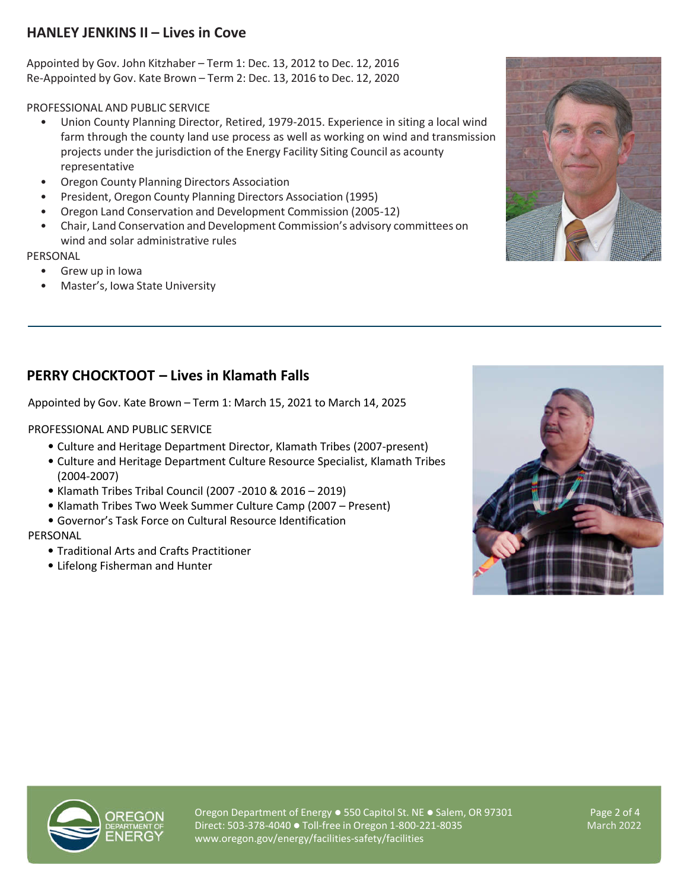## HANLEY JENKINS II – Lives in Cove

Appointed by Gov. John Kitzhaber – Term 1: Dec. 13, 2012 to Dec. 12, 2016
Re-Appointed by Gov. Kate Brown – Term 2: Dec. 13, 2016 to Dec. 12, 2020

PROFESSIONAL AND PUBLIC SERVICE

- Union County Planning Director, Retired, 1979-2015. Experience in siting a local wind farm through the county land use process as well as working on wind and transmission projects under the jurisdiction of the Energy Facility Siting Council as acounty representative
- Oregon County Planning Directors Association
- President, Oregon County Planning Directors Association (1995)
- Oregon Land Conservation and Development Commission (2005-12)
- Chair, Land Conservation and Development Commission's advisory committees on wind and solar administrative rules

PERSONAL

- Grew up in Iowa
- Master's, Iowa State University

---

## PERRY CHOCKTOOT – Lives in Klamath Falls

Appointed by Gov. Kate Brown – Term 1: March 15, 2021 to March 14, 2025

PROFESSIONAL AND PUBLIC SERVICE

- Culture and Heritage Department Director, Klamath Tribes (2007-present)
- Culture and Heritage Department Culture Resource Specialist, Klamath Tribes (2004-2007)
- Klamath Tribes Tribal Council (2007 -2010 & 2016 – 2019)
- Klamath Tribes Two Week Summer Culture Camp (2007 – Present)
- Governor's Task Force on Cultural Resource Identification

PERSONAL

- Traditional Arts and Crafts Practitioner
- Lifelong Fisherman and Hunter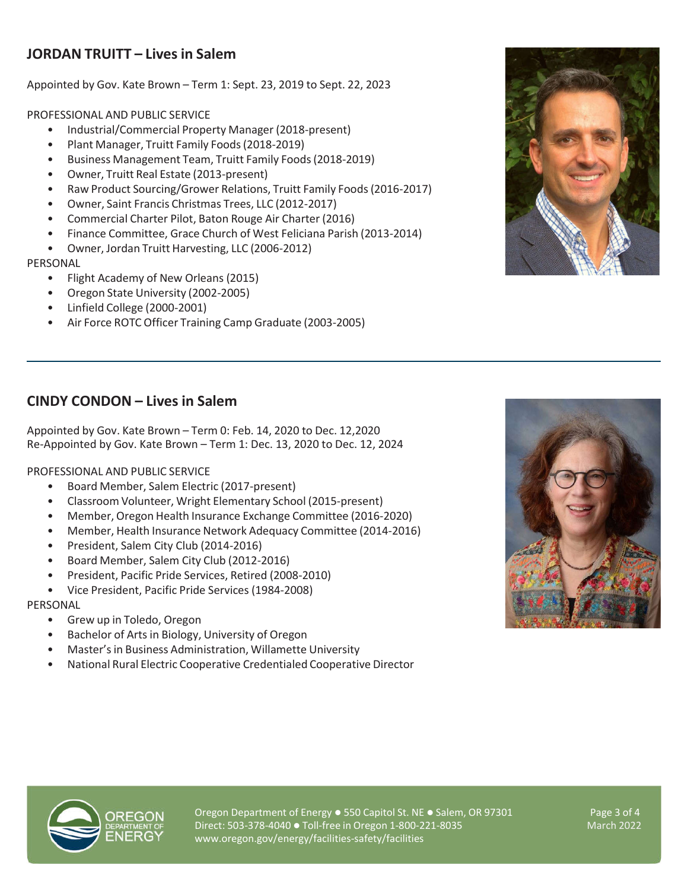## JORDAN TRUITT – Lives in Salem

Appointed by Gov. Kate Brown – Term 1: Sept. 23, 2019 to Sept. 22, 2023

PROFESSIONAL AND PUBLIC SERVICE

- Industrial/Commercial Property Manager (2018-present)
- Plant Manager, Truitt Family Foods (2018-2019)
- Business Management Team, Truitt Family Foods (2018-2019)
- Owner, Truitt Real Estate (2013-present)
- Raw Product Sourcing/Grower Relations, Truitt Family Foods (2016-2017)
- Owner, Saint Francis Christmas Trees, LLC (2012-2017)
- Commercial Charter Pilot, Baton Rouge Air Charter (2016)
- Finance Committee, Grace Church of West Feliciana Parish (2013-2014)
- Owner, Jordan Truitt Harvesting, LLC (2006-2012)

PERSONAL

- Flight Academy of New Orleans (2015)
- Oregon State University (2002-2005)
- Linfield College (2000-2001)
- Air Force ROTC Officer Training Camp Graduate (2003-2005)

---

## CINDY CONDON – Lives in Salem

Appointed by Gov. Kate Brown – Term 0: Feb. 14, 2020 to Dec. 12,2020
Re-Appointed by Gov. Kate Brown – Term 1: Dec. 13, 2020 to Dec. 12, 2024

PROFESSIONAL AND PUBLIC SERVICE

- Board Member, Salem Electric (2017-present)
- Classroom Volunteer, Wright Elementary School (2015-present)
- Member, Oregon Health Insurance Exchange Committee (2016-2020)
- Member, Health Insurance Network Adequacy Committee (2014-2016)
- President, Salem City Club (2014-2016)
- Board Member, Salem City Club (2012-2016)
- President, Pacific Pride Services, Retired (2008-2010)
- Vice President, Pacific Pride Services (1984-2008)

PERSONAL

- Grew up in Toledo, Oregon
- Bachelor of Arts in Biology, University of Oregon
- Master's in Business Administration, Willamette University
- National Rural Electric Cooperative Credentialed Cooperative Director